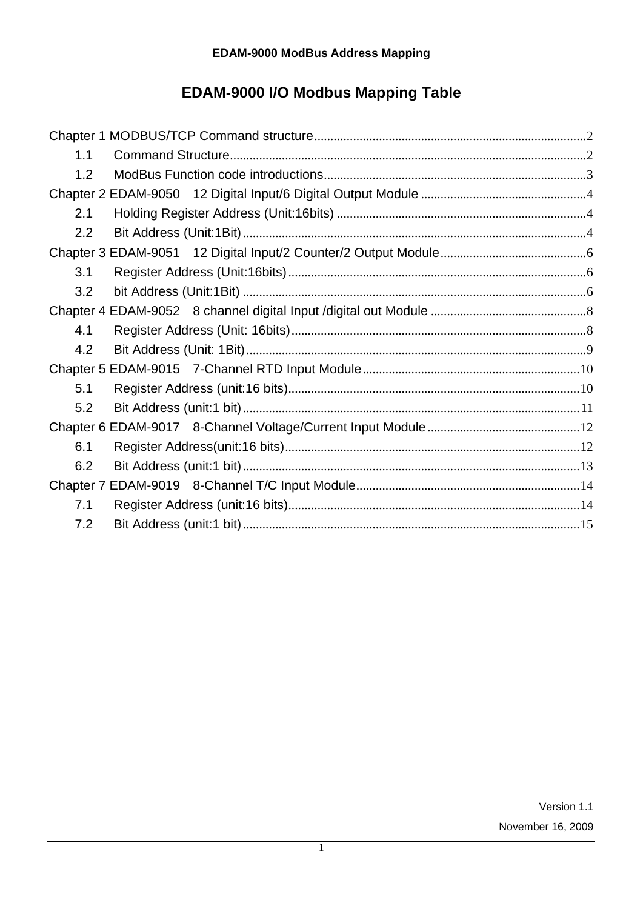# EDAM-9000 I/O Modbus Mapping Table

Chapter 1 MODBUS/TCP Command structure....................................................................................2

- 1.1 Command Structure...........................................................................................................2
- 1.2 ModBus Function code introductions...............................................................................3

Chapter 2 EDAM-9050 12 Digital Input/6 Digital Output Module ..................................................4

- 2.1 Holding Register Address (Unit:16bits) ............................................................................4
- 2.2 Bit Address (Unit:1Bit).........................................................................................................4

Chapter 3 EDAM-9051 12 Digital Input/2 Counter/2 Output Module............................................6

- 3.1 Register Address (Unit:16bits)...........................................................................................6
- 3.2 bit Address (Unit:1Bit) .........................................................................................................6

Chapter 4 EDAM-9052 8 channel digital Input /digital out Module ................................................8

- 4.1 Register Address (Unit: 16bits)..........................................................................................8
- 4.2 Bit Address (Unit: 1Bit)........................................................................................................9

Chapter 5 EDAM-9015 7-Channel RTD Input Module..................................................................10

- 5.1 Register Address (unit:16 bits).........................................................................................10
- 5.2 Bit Address (unit:1 bit).......................................................................................................11

Chapter 6 EDAM-9017 8-Channel Voltage/Current Input Module...............................................12

- 6.1 Register Address(unit:16 bits)..........................................................................................12
- 6.2 Bit Address (unit:1 bit).......................................................................................................13

Chapter 7 EDAM-9019 8-Channel T/C Input Module....................................................................14

- 7.1 Register Address (unit:16 bits).........................................................................................14
- 7.2 Bit Address (unit:1 bit).......................................................................................................15

Version 1.1

November 16, 2009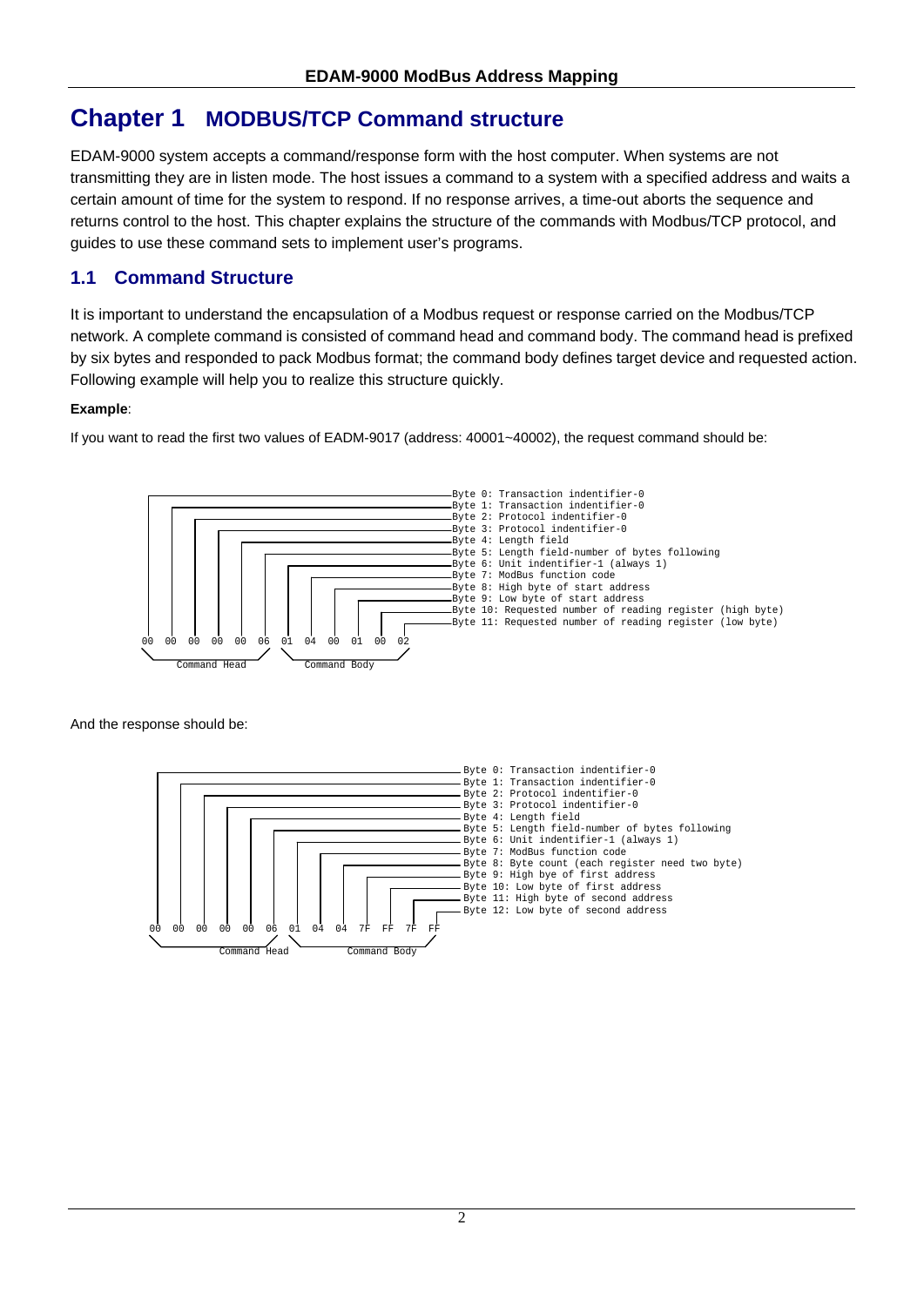# Chapter 1 MODBUS/TCP Command structure

EDAM-9000 system accepts a command/response form with the host computer. When systems are not transmitting they are in listen mode. The host issues a command to a system with a specified address and waits a certain amount of time for the system to respond. If no response arrives, a time-out aborts the sequence and returns control to the host. This chapter explains the structure of the commands with Modbus/TCP protocol, and guides to use these command sets to implement user's programs.

## 1.1 Command Structure

It is important to understand the encapsulation of a Modbus request or response carried on the Modbus/TCP network. A complete command is consisted of command head and command body. The command head is prefixed by six bytes and responded to pack Modbus format; the command body defines target device and requested action. Following example will help you to realize this structure quickly.

**Example**:

If you want to read the first two values of EADM-9017 (address: 40001~40002), the request command should be:

```
00 00 00 00 00 06 01 04 00 01 00 02
\_ Command Head _/ \_ Command Body _/

Byte 0: Transaction indentifier-0
Byte 1: Transaction indentifier-0
Byte 2: Protocol indentifier-0
Byte 3: Protocol indentifier-0
Byte 4: Length field
Byte 5: Length field-number of bytes following
Byte 6: Unit indentifier-1 (always 1)
Byte 7: ModBus function code
Byte 8: High byte of start address
Byte 9: Low byte of start address
Byte 10: Requested number of reading register (high byte)
Byte 11: Requested number of reading register (low byte)
```

And the response should be:

```
00 00 00 00 00 06 01 04 04 7F FF 7F FF
\_ Command Head _/ \_ Command Body _/

Byte 0: Transaction indentifier-0
Byte 1: Transaction indentifier-0
Byte 2: Protocol indentifier-0
Byte 3: Protocol indentifier-0
Byte 4: Length field
Byte 5: Length field-number of bytes following
Byte 6: Unit indentifier-1 (always 1)
Byte 7: ModBus function code
Byte 8: Byte count (each register need two byte)
Byte 9: High bye of first address
Byte 10: Low byte of first address
Byte 11: High byte of second address
Byte 12: Low byte of second address
```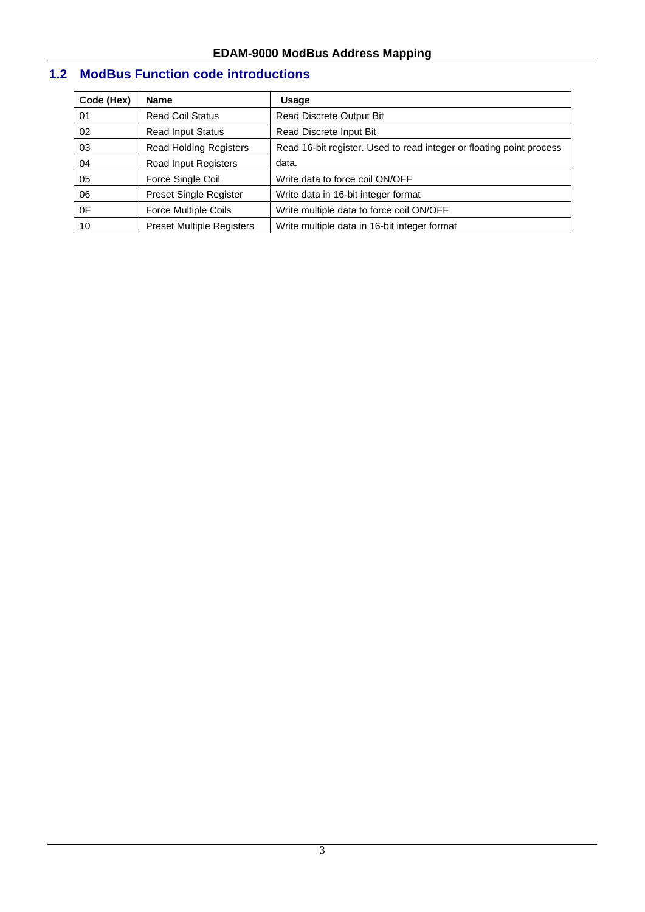## 1.2 ModBus Function code introductions

| Code (Hex) | Name | Usage |
|---|---|---|
| 01 | Read Coil Status | Read Discrete Output Bit |
| 02 | Read Input Status | Read Discrete Input Bit |
| 03 | Read Holding Registers | Read 16-bit register. Used to read integer or floating point process data. |
| 04 | Read Input Registers | |
| 05 | Force Single Coil | Write data to force coil ON/OFF |
| 06 | Preset Single Register | Write data in 16-bit integer format |
| 0F | Force Multiple Coils | Write multiple data to force coil ON/OFF |
| 10 | Preset Multiple Registers | Write multiple data in 16-bit integer format |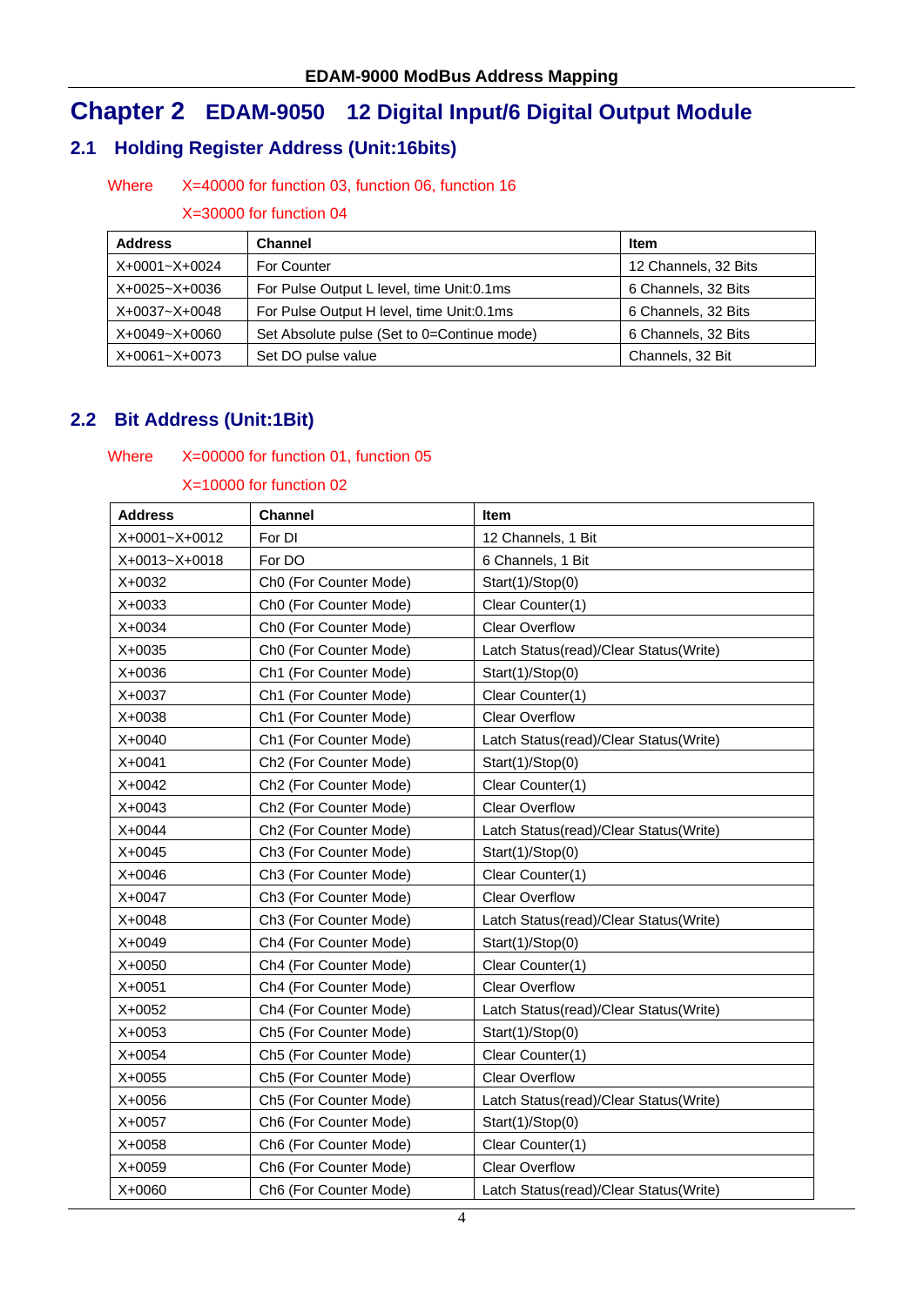## Chapter 2 EDAM-9050 12 Digital Input/6 Digital Output Module

### 2.1 Holding Register Address (Unit:16bits)

Where X=40000 for function 03, function 06, function 16

X=30000 for function 04

| Address | Channel | Item |
|---|---|---|
| X+0001~X+0024 | For Counter | 12 Channels, 32 Bits |
| X+0025~X+0036 | For Pulse Output L level, time Unit:0.1ms | 6 Channels, 32 Bits |
| X+0037~X+0048 | For Pulse Output H level, time Unit:0.1ms | 6 Channels, 32 Bits |
| X+0049~X+0060 | Set Absolute pulse (Set to 0=Continue mode) | 6 Channels, 32 Bits |
| X+0061~X+0073 | Set DO pulse value | Channels, 32 Bit |

### 2.2 Bit Address (Unit:1Bit)

Where X=00000 for function 01, function 05

X=10000 for function 02

| Address | Channel | Item |
|---|---|---|
| X+0001~X+0012 | For DI | 12 Channels, 1 Bit |
| X+0013~X+0018 | For DO | 6 Channels, 1 Bit |
| X+0032 | Ch0 (For Counter Mode) | Start(1)/Stop(0) |
| X+0033 | Ch0 (For Counter Mode) | Clear Counter(1) |
| X+0034 | Ch0 (For Counter Mode) | Clear Overflow |
| X+0035 | Ch0 (For Counter Mode) | Latch Status(read)/Clear Status(Write) |
| X+0036 | Ch1 (For Counter Mode) | Start(1)/Stop(0) |
| X+0037 | Ch1 (For Counter Mode) | Clear Counter(1) |
| X+0038 | Ch1 (For Counter Mode) | Clear Overflow |
| X+0040 | Ch1 (For Counter Mode) | Latch Status(read)/Clear Status(Write) |
| X+0041 | Ch2 (For Counter Mode) | Start(1)/Stop(0) |
| X+0042 | Ch2 (For Counter Mode) | Clear Counter(1) |
| X+0043 | Ch2 (For Counter Mode) | Clear Overflow |
| X+0044 | Ch2 (For Counter Mode) | Latch Status(read)/Clear Status(Write) |
| X+0045 | Ch3 (For Counter Mode) | Start(1)/Stop(0) |
| X+0046 | Ch3 (For Counter Mode) | Clear Counter(1) |
| X+0047 | Ch3 (For Counter Mode) | Clear Overflow |
| X+0048 | Ch3 (For Counter Mode) | Latch Status(read)/Clear Status(Write) |
| X+0049 | Ch4 (For Counter Mode) | Start(1)/Stop(0) |
| X+0050 | Ch4 (For Counter Mode) | Clear Counter(1) |
| X+0051 | Ch4 (For Counter Mode) | Clear Overflow |
| X+0052 | Ch4 (For Counter Mode) | Latch Status(read)/Clear Status(Write) |
| X+0053 | Ch5 (For Counter Mode) | Start(1)/Stop(0) |
| X+0054 | Ch5 (For Counter Mode) | Clear Counter(1) |
| X+0055 | Ch5 (For Counter Mode) | Clear Overflow |
| X+0056 | Ch5 (For Counter Mode) | Latch Status(read)/Clear Status(Write) |
| X+0057 | Ch6 (For Counter Mode) | Start(1)/Stop(0) |
| X+0058 | Ch6 (For Counter Mode) | Clear Counter(1) |
| X+0059 | Ch6 (For Counter Mode) | Clear Overflow |
| X+0060 | Ch6 (For Counter Mode) | Latch Status(read)/Clear Status(Write) |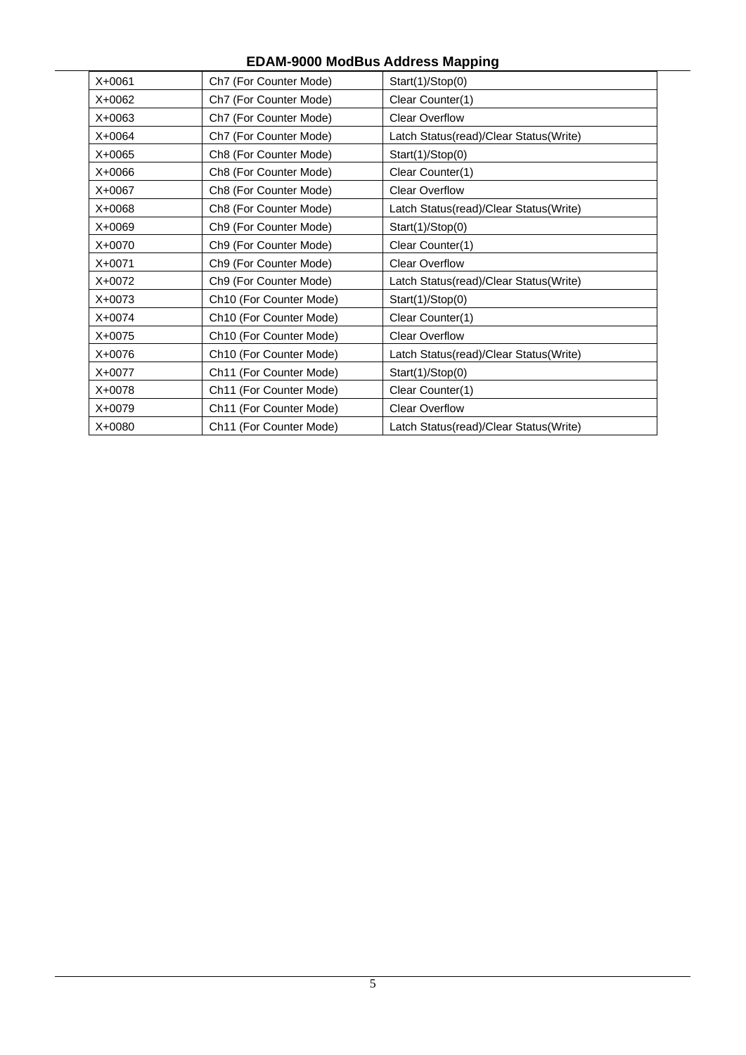| X+0061 | Ch7 (For Counter Mode) | Start(1)/Stop(0) |
|---|---|---|
| X+0062 | Ch7 (For Counter Mode) | Clear Counter(1) |
| X+0063 | Ch7 (For Counter Mode) | Clear Overflow |
| X+0064 | Ch7 (For Counter Mode) | Latch Status(read)/Clear Status(Write) |
| X+0065 | Ch8 (For Counter Mode) | Start(1)/Stop(0) |
| X+0066 | Ch8 (For Counter Mode) | Clear Counter(1) |
| X+0067 | Ch8 (For Counter Mode) | Clear Overflow |
| X+0068 | Ch8 (For Counter Mode) | Latch Status(read)/Clear Status(Write) |
| X+0069 | Ch9 (For Counter Mode) | Start(1)/Stop(0) |
| X+0070 | Ch9 (For Counter Mode) | Clear Counter(1) |
| X+0071 | Ch9 (For Counter Mode) | Clear Overflow |
| X+0072 | Ch9 (For Counter Mode) | Latch Status(read)/Clear Status(Write) |
| X+0073 | Ch10 (For Counter Mode) | Start(1)/Stop(0) |
| X+0074 | Ch10 (For Counter Mode) | Clear Counter(1) |
| X+0075 | Ch10 (For Counter Mode) | Clear Overflow |
| X+0076 | Ch10 (For Counter Mode) | Latch Status(read)/Clear Status(Write) |
| X+0077 | Ch11 (For Counter Mode) | Start(1)/Stop(0) |
| X+0078 | Ch11 (For Counter Mode) | Clear Counter(1) |
| X+0079 | Ch11 (For Counter Mode) | Clear Overflow |
| X+0080 | Ch11 (For Counter Mode) | Latch Status(read)/Clear Status(Write) |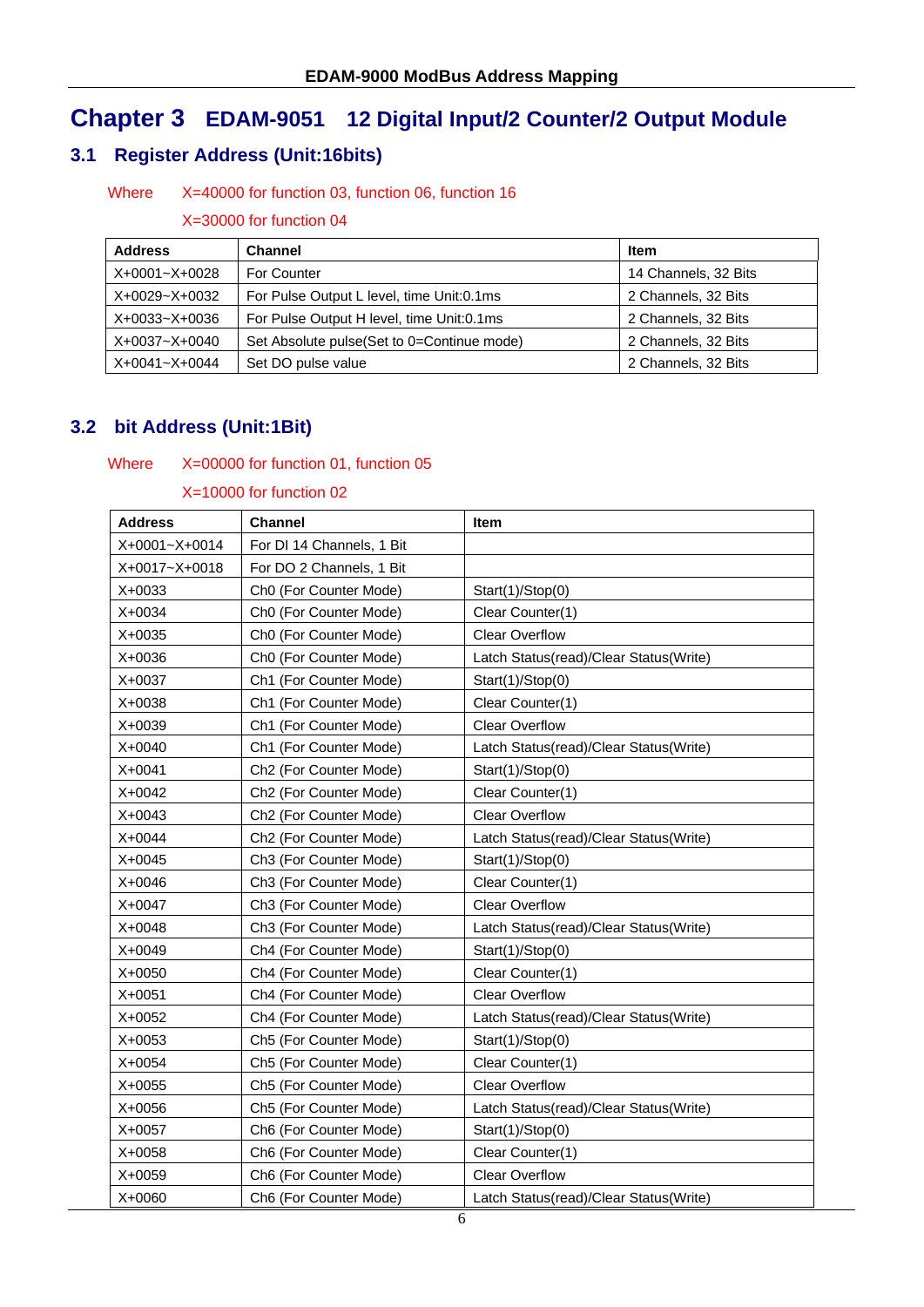# Chapter 3 EDAM-9051 12 Digital Input/2 Counter/2 Output Module

## 3.1 Register Address (Unit:16bits)

Where X=40000 for function 03, function 06, function 16

X=30000 for function 04

| Address | Channel | Item |
|---|---|---|
| X+0001~X+0028 | For Counter | 14 Channels, 32 Bits |
| X+0029~X+0032 | For Pulse Output L level, time Unit:0.1ms | 2 Channels, 32 Bits |
| X+0033~X+0036 | For Pulse Output H level, time Unit:0.1ms | 2 Channels, 32 Bits |
| X+0037~X+0040 | Set Absolute pulse(Set to 0=Continue mode) | 2 Channels, 32 Bits |
| X+0041~X+0044 | Set DO pulse value | 2 Channels, 32 Bits |

## 3.2 bit Address (Unit:1Bit)

Where X=00000 for function 01, function 05

X=10000 for function 02

| Address | Channel | Item |
|---|---|---|
| X+0001~X+0014 | For DI 14 Channels, 1 Bit | |
| X+0017~X+0018 | For DO 2 Channels, 1 Bit | |
| X+0033 | Ch0 (For Counter Mode) | Start(1)/Stop(0) |
| X+0034 | Ch0 (For Counter Mode) | Clear Counter(1) |
| X+0035 | Ch0 (For Counter Mode) | Clear Overflow |
| X+0036 | Ch0 (For Counter Mode) | Latch Status(read)/Clear Status(Write) |
| X+0037 | Ch1 (For Counter Mode) | Start(1)/Stop(0) |
| X+0038 | Ch1 (For Counter Mode) | Clear Counter(1) |
| X+0039 | Ch1 (For Counter Mode) | Clear Overflow |
| X+0040 | Ch1 (For Counter Mode) | Latch Status(read)/Clear Status(Write) |
| X+0041 | Ch2 (For Counter Mode) | Start(1)/Stop(0) |
| X+0042 | Ch2 (For Counter Mode) | Clear Counter(1) |
| X+0043 | Ch2 (For Counter Mode) | Clear Overflow |
| X+0044 | Ch2 (For Counter Mode) | Latch Status(read)/Clear Status(Write) |
| X+0045 | Ch3 (For Counter Mode) | Start(1)/Stop(0) |
| X+0046 | Ch3 (For Counter Mode) | Clear Counter(1) |
| X+0047 | Ch3 (For Counter Mode) | Clear Overflow |
| X+0048 | Ch3 (For Counter Mode) | Latch Status(read)/Clear Status(Write) |
| X+0049 | Ch4 (For Counter Mode) | Start(1)/Stop(0) |
| X+0050 | Ch4 (For Counter Mode) | Clear Counter(1) |
| X+0051 | Ch4 (For Counter Mode) | Clear Overflow |
| X+0052 | Ch4 (For Counter Mode) | Latch Status(read)/Clear Status(Write) |
| X+0053 | Ch5 (For Counter Mode) | Start(1)/Stop(0) |
| X+0054 | Ch5 (For Counter Mode) | Clear Counter(1) |
| X+0055 | Ch5 (For Counter Mode) | Clear Overflow |
| X+0056 | Ch5 (For Counter Mode) | Latch Status(read)/Clear Status(Write) |
| X+0057 | Ch6 (For Counter Mode) | Start(1)/Stop(0) |
| X+0058 | Ch6 (For Counter Mode) | Clear Counter(1) |
| X+0059 | Ch6 (For Counter Mode) | Clear Overflow |
| X+0060 | Ch6 (For Counter Mode) | Latch Status(read)/Clear Status(Write) |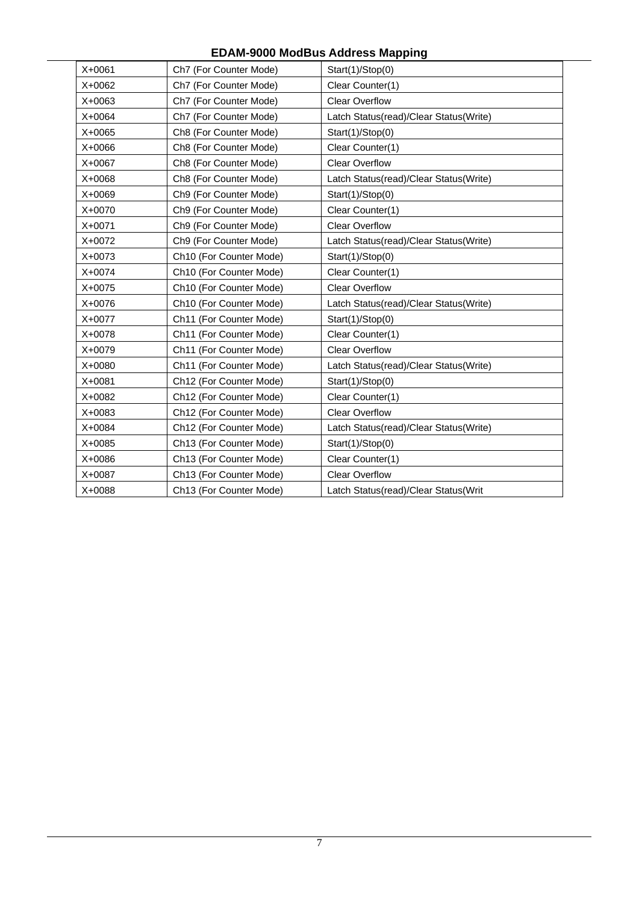| X+0061 | Ch7 (For Counter Mode) | Start(1)/Stop(0) |
|---|---|---|
| X+0062 | Ch7 (For Counter Mode) | Clear Counter(1) |
| X+0063 | Ch7 (For Counter Mode) | Clear Overflow |
| X+0064 | Ch7 (For Counter Mode) | Latch Status(read)/Clear Status(Write) |
| X+0065 | Ch8 (For Counter Mode) | Start(1)/Stop(0) |
| X+0066 | Ch8 (For Counter Mode) | Clear Counter(1) |
| X+0067 | Ch8 (For Counter Mode) | Clear Overflow |
| X+0068 | Ch8 (For Counter Mode) | Latch Status(read)/Clear Status(Write) |
| X+0069 | Ch9 (For Counter Mode) | Start(1)/Stop(0) |
| X+0070 | Ch9 (For Counter Mode) | Clear Counter(1) |
| X+0071 | Ch9 (For Counter Mode) | Clear Overflow |
| X+0072 | Ch9 (For Counter Mode) | Latch Status(read)/Clear Status(Write) |
| X+0073 | Ch10 (For Counter Mode) | Start(1)/Stop(0) |
| X+0074 | Ch10 (For Counter Mode) | Clear Counter(1) |
| X+0075 | Ch10 (For Counter Mode) | Clear Overflow |
| X+0076 | Ch10 (For Counter Mode) | Latch Status(read)/Clear Status(Write) |
| X+0077 | Ch11 (For Counter Mode) | Start(1)/Stop(0) |
| X+0078 | Ch11 (For Counter Mode) | Clear Counter(1) |
| X+0079 | Ch11 (For Counter Mode) | Clear Overflow |
| X+0080 | Ch11 (For Counter Mode) | Latch Status(read)/Clear Status(Write) |
| X+0081 | Ch12 (For Counter Mode) | Start(1)/Stop(0) |
| X+0082 | Ch12 (For Counter Mode) | Clear Counter(1) |
| X+0083 | Ch12 (For Counter Mode) | Clear Overflow |
| X+0084 | Ch12 (For Counter Mode) | Latch Status(read)/Clear Status(Write) |
| X+0085 | Ch13 (For Counter Mode) | Start(1)/Stop(0) |
| X+0086 | Ch13 (For Counter Mode) | Clear Counter(1) |
| X+0087 | Ch13 (For Counter Mode) | Clear Overflow |
| X+0088 | Ch13 (For Counter Mode) | Latch Status(read)/Clear Status(Writ |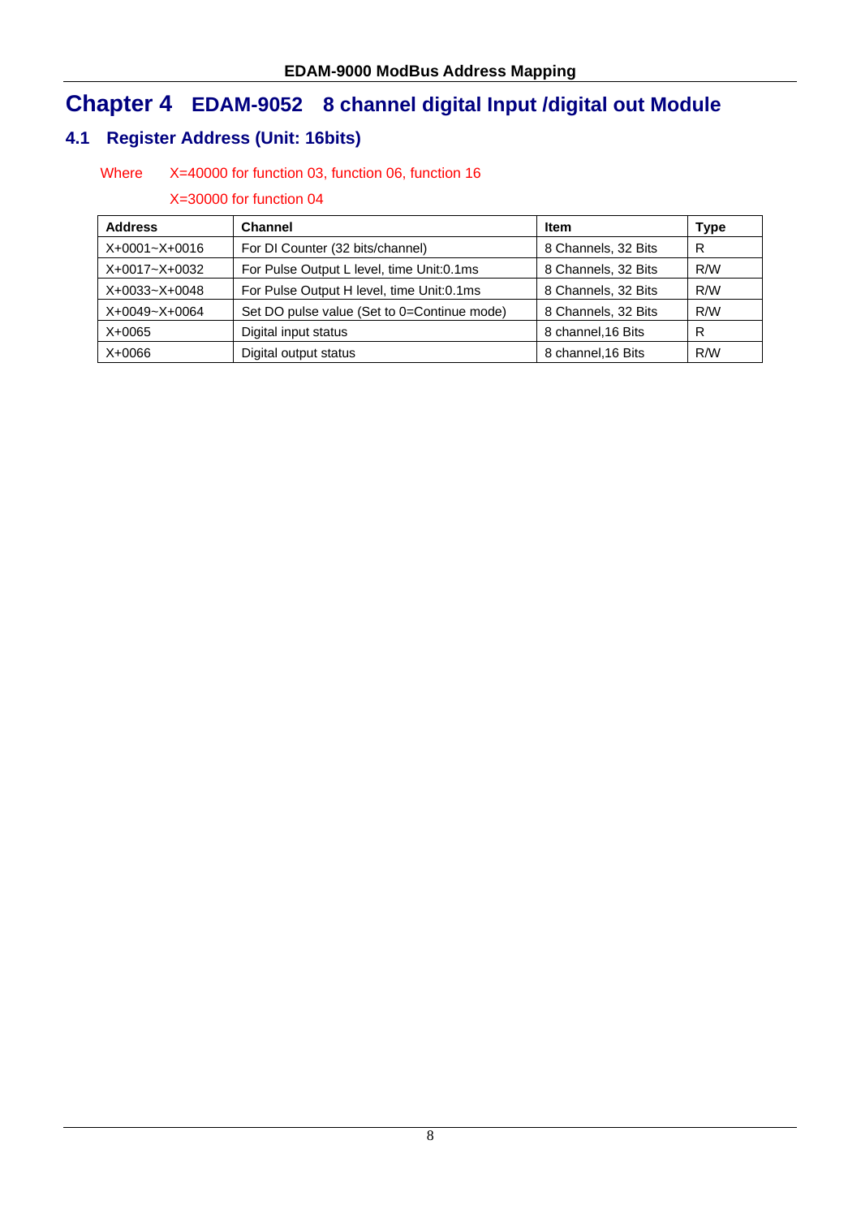# Chapter 4 EDAM-9052 8 channel digital Input /digital out Module

## 4.1 Register Address (Unit: 16bits)

Where X=40000 for function 03, function 06, function 16

X=30000 for function 04

| Address | Channel | Item | Type |
|---|---|---|---|
| X+0001~X+0016 | For DI Counter (32 bits/channel) | 8 Channels, 32 Bits | R |
| X+0017~X+0032 | For Pulse Output L level, time Unit:0.1ms | 8 Channels, 32 Bits | R/W |
| X+0033~X+0048 | For Pulse Output H level, time Unit:0.1ms | 8 Channels, 32 Bits | R/W |
| X+0049~X+0064 | Set DO pulse value (Set to 0=Continue mode) | 8 Channels, 32 Bits | R/W |
| X+0065 | Digital input status | 8 channel,16 Bits | R |
| X+0066 | Digital output status | 8 channel,16 Bits | R/W |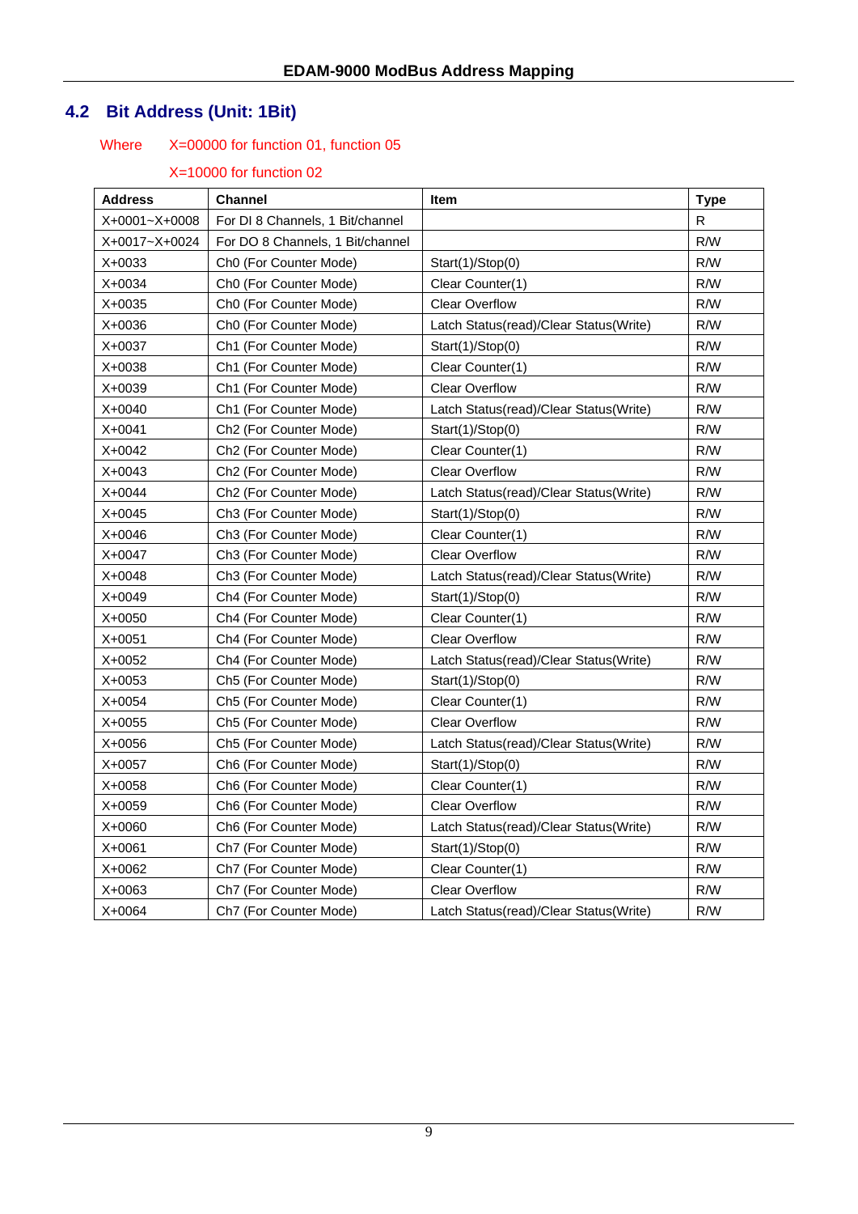## 4.2 Bit Address (Unit: 1Bit)

Where X=00000 for function 01, function 05

X=10000 for function 02

| Address | Channel | Item | Type |
|---|---|---|---|
| X+0001~X+0008 | For DI 8 Channels, 1 Bit/channel | | R |
| X+0017~X+0024 | For DO 8 Channels, 1 Bit/channel | | R/W |
| X+0033 | Ch0 (For Counter Mode) | Start(1)/Stop(0) | R/W |
| X+0034 | Ch0 (For Counter Mode) | Clear Counter(1) | R/W |
| X+0035 | Ch0 (For Counter Mode) | Clear Overflow | R/W |
| X+0036 | Ch0 (For Counter Mode) | Latch Status(read)/Clear Status(Write) | R/W |
| X+0037 | Ch1 (For Counter Mode) | Start(1)/Stop(0) | R/W |
| X+0038 | Ch1 (For Counter Mode) | Clear Counter(1) | R/W |
| X+0039 | Ch1 (For Counter Mode) | Clear Overflow | R/W |
| X+0040 | Ch1 (For Counter Mode) | Latch Status(read)/Clear Status(Write) | R/W |
| X+0041 | Ch2 (For Counter Mode) | Start(1)/Stop(0) | R/W |
| X+0042 | Ch2 (For Counter Mode) | Clear Counter(1) | R/W |
| X+0043 | Ch2 (For Counter Mode) | Clear Overflow | R/W |
| X+0044 | Ch2 (For Counter Mode) | Latch Status(read)/Clear Status(Write) | R/W |
| X+0045 | Ch3 (For Counter Mode) | Start(1)/Stop(0) | R/W |
| X+0046 | Ch3 (For Counter Mode) | Clear Counter(1) | R/W |
| X+0047 | Ch3 (For Counter Mode) | Clear Overflow | R/W |
| X+0048 | Ch3 (For Counter Mode) | Latch Status(read)/Clear Status(Write) | R/W |
| X+0049 | Ch4 (For Counter Mode) | Start(1)/Stop(0) | R/W |
| X+0050 | Ch4 (For Counter Mode) | Clear Counter(1) | R/W |
| X+0051 | Ch4 (For Counter Mode) | Clear Overflow | R/W |
| X+0052 | Ch4 (For Counter Mode) | Latch Status(read)/Clear Status(Write) | R/W |
| X+0053 | Ch5 (For Counter Mode) | Start(1)/Stop(0) | R/W |
| X+0054 | Ch5 (For Counter Mode) | Clear Counter(1) | R/W |
| X+0055 | Ch5 (For Counter Mode) | Clear Overflow | R/W |
| X+0056 | Ch5 (For Counter Mode) | Latch Status(read)/Clear Status(Write) | R/W |
| X+0057 | Ch6 (For Counter Mode) | Start(1)/Stop(0) | R/W |
| X+0058 | Ch6 (For Counter Mode) | Clear Counter(1) | R/W |
| X+0059 | Ch6 (For Counter Mode) | Clear Overflow | R/W |
| X+0060 | Ch6 (For Counter Mode) | Latch Status(read)/Clear Status(Write) | R/W |
| X+0061 | Ch7 (For Counter Mode) | Start(1)/Stop(0) | R/W |
| X+0062 | Ch7 (For Counter Mode) | Clear Counter(1) | R/W |
| X+0063 | Ch7 (For Counter Mode) | Clear Overflow | R/W |
| X+0064 | Ch7 (For Counter Mode) | Latch Status(read)/Clear Status(Write) | R/W |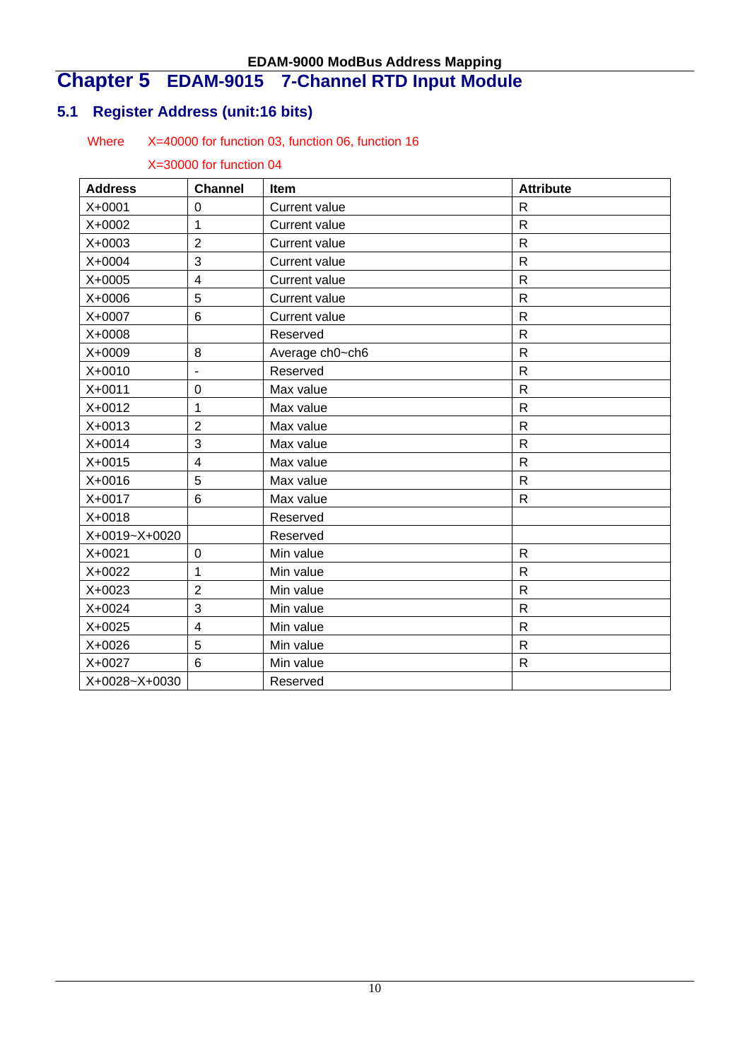# Chapter 5 EDAM-9015 7-Channel RTD Input Module

## 5.1 Register Address (unit:16 bits)

Where X=40000 for function 03, function 06, function 16

X=30000 for function 04

| Address | Channel | Item | Attribute |
|---|---|---|---|
| X+0001 | 0 | Current value | R |
| X+0002 | 1 | Current value | R |
| X+0003 | 2 | Current value | R |
| X+0004 | 3 | Current value | R |
| X+0005 | 4 | Current value | R |
| X+0006 | 5 | Current value | R |
| X+0007 | 6 | Current value | R |
| X+0008 | | Reserved | R |
| X+0009 | 8 | Average ch0~ch6 | R |
| X+0010 | - | Reserved | R |
| X+0011 | 0 | Max value | R |
| X+0012 | 1 | Max value | R |
| X+0013 | 2 | Max value | R |
| X+0014 | 3 | Max value | R |
| X+0015 | 4 | Max value | R |
| X+0016 | 5 | Max value | R |
| X+0017 | 6 | Max value | R |
| X+0018 | | Reserved | |
| X+0019~X+0020 | | Reserved | |
| X+0021 | 0 | Min value | R |
| X+0022 | 1 | Min value | R |
| X+0023 | 2 | Min value | R |
| X+0024 | 3 | Min value | R |
| X+0025 | 4 | Min value | R |
| X+0026 | 5 | Min value | R |
| X+0027 | 6 | Min value | R |
| X+0028~X+0030 | | Reserved | |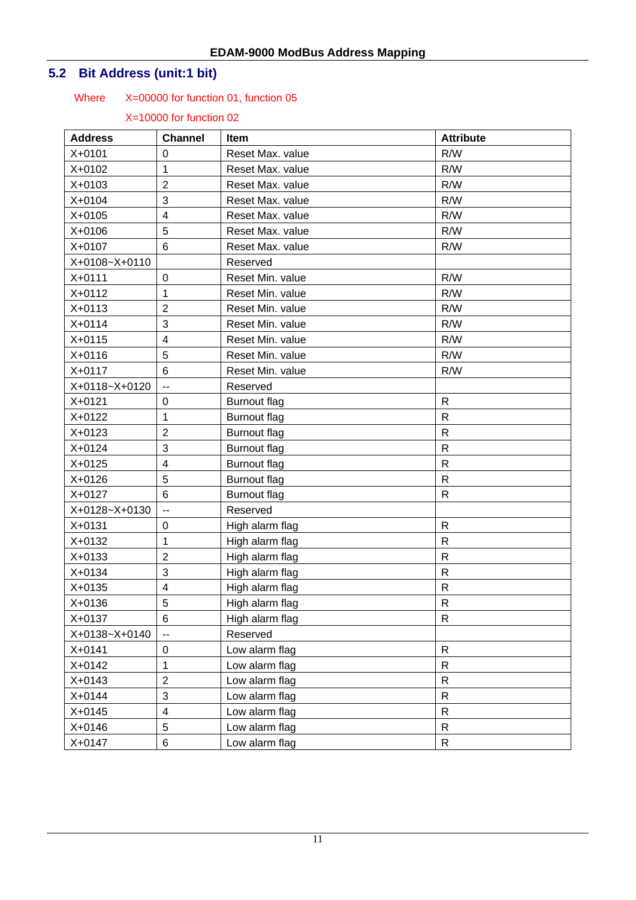## 5.2 Bit Address (unit:1 bit)

Where X=00000 for function 01, function 05

X=10000 for function 02

| Address | Channel | Item | Attribute |
|---|---|---|---|
| X+0101 | 0 | Reset Max. value | R/W |
| X+0102 | 1 | Reset Max. value | R/W |
| X+0103 | 2 | Reset Max. value | R/W |
| X+0104 | 3 | Reset Max. value | R/W |
| X+0105 | 4 | Reset Max. value | R/W |
| X+0106 | 5 | Reset Max. value | R/W |
| X+0107 | 6 | Reset Max. value | R/W |
| X+0108~X+0110 | | Reserved | |
| X+0111 | 0 | Reset Min. value | R/W |
| X+0112 | 1 | Reset Min. value | R/W |
| X+0113 | 2 | Reset Min. value | R/W |
| X+0114 | 3 | Reset Min. value | R/W |
| X+0115 | 4 | Reset Min. value | R/W |
| X+0116 | 5 | Reset Min. value | R/W |
| X+0117 | 6 | Reset Min. value | R/W |
| X+0118~X+0120 | -- | Reserved | |
| X+0121 | 0 | Burnout flag | R |
| X+0122 | 1 | Burnout flag | R |
| X+0123 | 2 | Burnout flag | R |
| X+0124 | 3 | Burnout flag | R |
| X+0125 | 4 | Burnout flag | R |
| X+0126 | 5 | Burnout flag | R |
| X+0127 | 6 | Burnout flag | R |
| X+0128~X+0130 | -- | Reserved | |
| X+0131 | 0 | High alarm flag | R |
| X+0132 | 1 | High alarm flag | R |
| X+0133 | 2 | High alarm flag | R |
| X+0134 | 3 | High alarm flag | R |
| X+0135 | 4 | High alarm flag | R |
| X+0136 | 5 | High alarm flag | R |
| X+0137 | 6 | High alarm flag | R |
| X+0138~X+0140 | -- | Reserved | |
| X+0141 | 0 | Low alarm flag | R |
| X+0142 | 1 | Low alarm flag | R |
| X+0143 | 2 | Low alarm flag | R |
| X+0144 | 3 | Low alarm flag | R |
| X+0145 | 4 | Low alarm flag | R |
| X+0146 | 5 | Low alarm flag | R |
| X+0147 | 6 | Low alarm flag | R |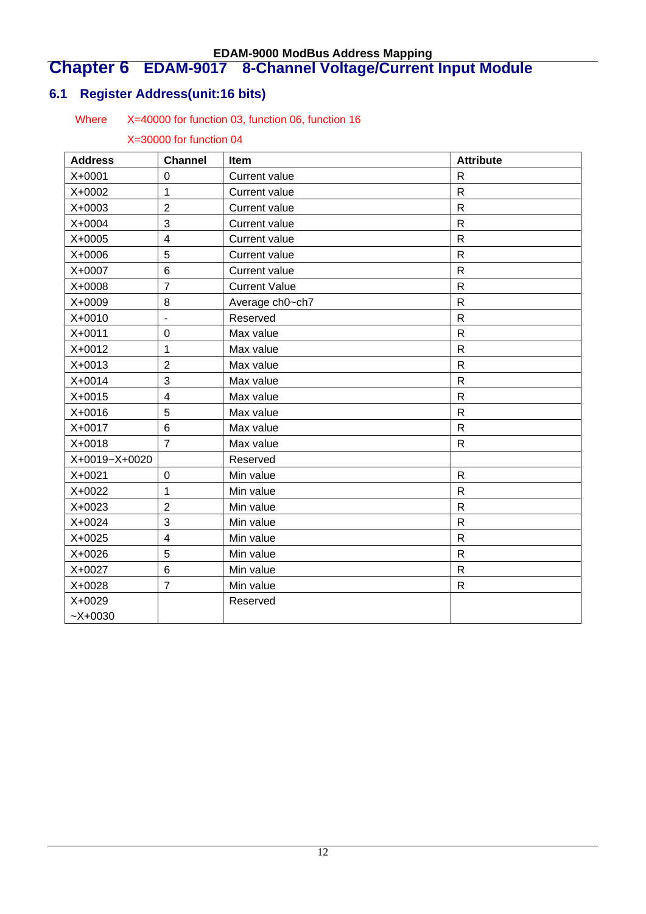# Chapter 6 EDAM-9017 8-Channel Voltage/Current Input Module

## 6.1 Register Address(unit:16 bits)

Where X=40000 for function 03, function 06, function 16

X=30000 for function 04

| Address | Channel | Item | Attribute |
|---|---|---|---|
| X+0001 | 0 | Current value | R |
| X+0002 | 1 | Current value | R |
| X+0003 | 2 | Current value | R |
| X+0004 | 3 | Current value | R |
| X+0005 | 4 | Current value | R |
| X+0006 | 5 | Current value | R |
| X+0007 | 6 | Current value | R |
| X+0008 | 7 | Current Value | R |
| X+0009 | 8 | Average ch0~ch7 | R |
| X+0010 | - | Reserved | R |
| X+0011 | 0 | Max value | R |
| X+0012 | 1 | Max value | R |
| X+0013 | 2 | Max value | R |
| X+0014 | 3 | Max value | R |
| X+0015 | 4 | Max value | R |
| X+0016 | 5 | Max value | R |
| X+0017 | 6 | Max value | R |
| X+0018 | 7 | Max value | R |
| X+0019~X+0020 | | Reserved | |
| X+0021 | 0 | Min value | R |
| X+0022 | 1 | Min value | R |
| X+0023 | 2 | Min value | R |
| X+0024 | 3 | Min value | R |
| X+0025 | 4 | Min value | R |
| X+0026 | 5 | Min value | R |
| X+0027 | 6 | Min value | R |
| X+0028 | 7 | Min value | R |
| X+0029 ~X+0030 | | Reserved | |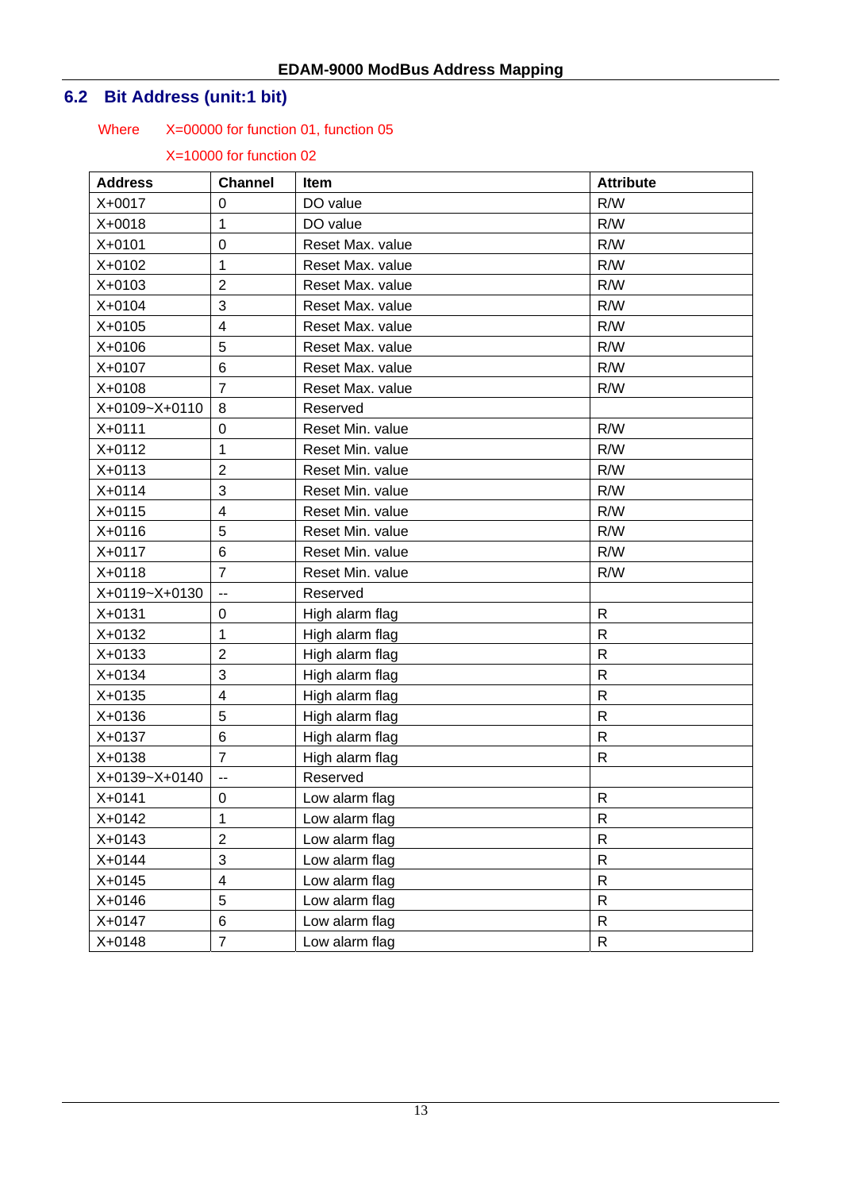## 6.2 Bit Address (unit:1 bit)

Where X=00000 for function 01, function 05

X=10000 for function 02

| Address | Channel | Item | Attribute |
|---|---|---|---|
| X+0017 | 0 | DO value | R/W |
| X+0018 | 1 | DO value | R/W |
| X+0101 | 0 | Reset Max. value | R/W |
| X+0102 | 1 | Reset Max. value | R/W |
| X+0103 | 2 | Reset Max. value | R/W |
| X+0104 | 3 | Reset Max. value | R/W |
| X+0105 | 4 | Reset Max. value | R/W |
| X+0106 | 5 | Reset Max. value | R/W |
| X+0107 | 6 | Reset Max. value | R/W |
| X+0108 | 7 | Reset Max. value | R/W |
| X+0109~X+0110 | 8 | Reserved | |
| X+0111 | 0 | Reset Min. value | R/W |
| X+0112 | 1 | Reset Min. value | R/W |
| X+0113 | 2 | Reset Min. value | R/W |
| X+0114 | 3 | Reset Min. value | R/W |
| X+0115 | 4 | Reset Min. value | R/W |
| X+0116 | 5 | Reset Min. value | R/W |
| X+0117 | 6 | Reset Min. value | R/W |
| X+0118 | 7 | Reset Min. value | R/W |
| X+0119~X+0130 | -- | Reserved | |
| X+0131 | 0 | High alarm flag | R |
| X+0132 | 1 | High alarm flag | R |
| X+0133 | 2 | High alarm flag | R |
| X+0134 | 3 | High alarm flag | R |
| X+0135 | 4 | High alarm flag | R |
| X+0136 | 5 | High alarm flag | R |
| X+0137 | 6 | High alarm flag | R |
| X+0138 | 7 | High alarm flag | R |
| X+0139~X+0140 | -- | Reserved | |
| X+0141 | 0 | Low alarm flag | R |
| X+0142 | 1 | Low alarm flag | R |
| X+0143 | 2 | Low alarm flag | R |
| X+0144 | 3 | Low alarm flag | R |
| X+0145 | 4 | Low alarm flag | R |
| X+0146 | 5 | Low alarm flag | R |
| X+0147 | 6 | Low alarm flag | R |
| X+0148 | 7 | Low alarm flag | R |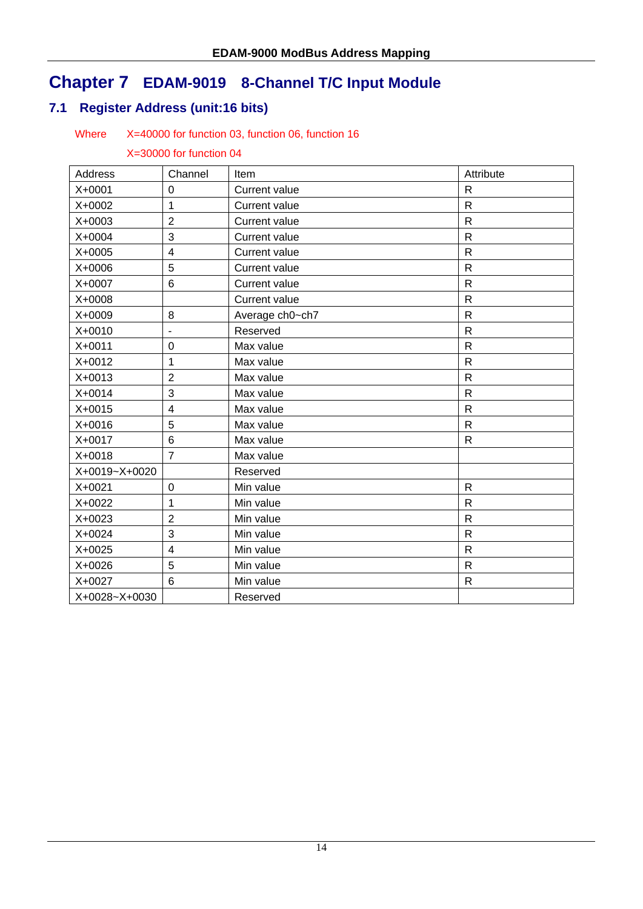# Chapter 7 EDAM-9019 8-Channel T/C Input Module

## 7.1 Register Address (unit:16 bits)

Where X=40000 for function 03, function 06, function 16

X=30000 for function 04

| Address | Channel | Item | Attribute |
|---|---|---|---|
| X+0001 | 0 | Current value | R |
| X+0002 | 1 | Current value | R |
| X+0003 | 2 | Current value | R |
| X+0004 | 3 | Current value | R |
| X+0005 | 4 | Current value | R |
| X+0006 | 5 | Current value | R |
| X+0007 | 6 | Current value | R |
| X+0008 | | Current value | R |
| X+0009 | 8 | Average ch0~ch7 | R |
| X+0010 | - | Reserved | R |
| X+0011 | 0 | Max value | R |
| X+0012 | 1 | Max value | R |
| X+0013 | 2 | Max value | R |
| X+0014 | 3 | Max value | R |
| X+0015 | 4 | Max value | R |
| X+0016 | 5 | Max value | R |
| X+0017 | 6 | Max value | R |
| X+0018 | 7 | Max value | |
| X+0019~X+0020 | | Reserved | |
| X+0021 | 0 | Min value | R |
| X+0022 | 1 | Min value | R |
| X+0023 | 2 | Min value | R |
| X+0024 | 3 | Min value | R |
| X+0025 | 4 | Min value | R |
| X+0026 | 5 | Min value | R |
| X+0027 | 6 | Min value | R |
| X+0028~X+0030 | | Reserved | |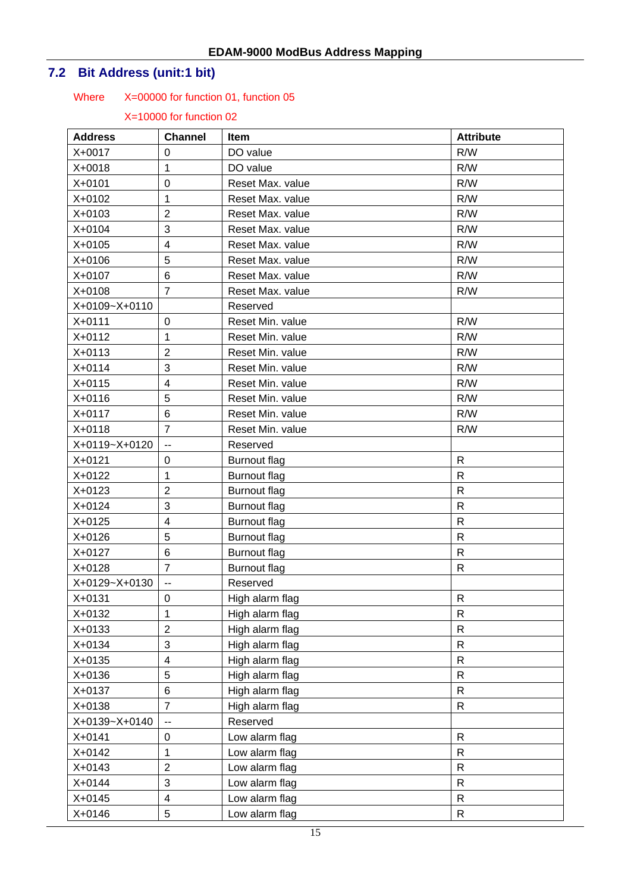## 7.2 Bit Address (unit:1 bit)

Where X=00000 for function 01, function 05

X=10000 for function 02

| Address | Channel | Item | Attribute |
|---|---|---|---|
| X+0017 | 0 | DO value | R/W |
| X+0018 | 1 | DO value | R/W |
| X+0101 | 0 | Reset Max. value | R/W |
| X+0102 | 1 | Reset Max. value | R/W |
| X+0103 | 2 | Reset Max. value | R/W |
| X+0104 | 3 | Reset Max. value | R/W |
| X+0105 | 4 | Reset Max. value | R/W |
| X+0106 | 5 | Reset Max. value | R/W |
| X+0107 | 6 | Reset Max. value | R/W |
| X+0108 | 7 | Reset Max. value | R/W |
| X+0109~X+0110 | | Reserved | |
| X+0111 | 0 | Reset Min. value | R/W |
| X+0112 | 1 | Reset Min. value | R/W |
| X+0113 | 2 | Reset Min. value | R/W |
| X+0114 | 3 | Reset Min. value | R/W |
| X+0115 | 4 | Reset Min. value | R/W |
| X+0116 | 5 | Reset Min. value | R/W |
| X+0117 | 6 | Reset Min. value | R/W |
| X+0118 | 7 | Reset Min. value | R/W |
| X+0119~X+0120 | -- | Reserved | |
| X+0121 | 0 | Burnout flag | R |
| X+0122 | 1 | Burnout flag | R |
| X+0123 | 2 | Burnout flag | R |
| X+0124 | 3 | Burnout flag | R |
| X+0125 | 4 | Burnout flag | R |
| X+0126 | 5 | Burnout flag | R |
| X+0127 | 6 | Burnout flag | R |
| X+0128 | 7 | Burnout flag | R |
| X+0129~X+0130 | -- | Reserved | |
| X+0131 | 0 | High alarm flag | R |
| X+0132 | 1 | High alarm flag | R |
| X+0133 | 2 | High alarm flag | R |
| X+0134 | 3 | High alarm flag | R |
| X+0135 | 4 | High alarm flag | R |
| X+0136 | 5 | High alarm flag | R |
| X+0137 | 6 | High alarm flag | R |
| X+0138 | 7 | High alarm flag | R |
| X+0139~X+0140 | -- | Reserved | |
| X+0141 | 0 | Low alarm flag | R |
| X+0142 | 1 | Low alarm flag | R |
| X+0143 | 2 | Low alarm flag | R |
| X+0144 | 3 | Low alarm flag | R |
| X+0145 | 4 | Low alarm flag | R |
| X+0146 | 5 | Low alarm flag | R |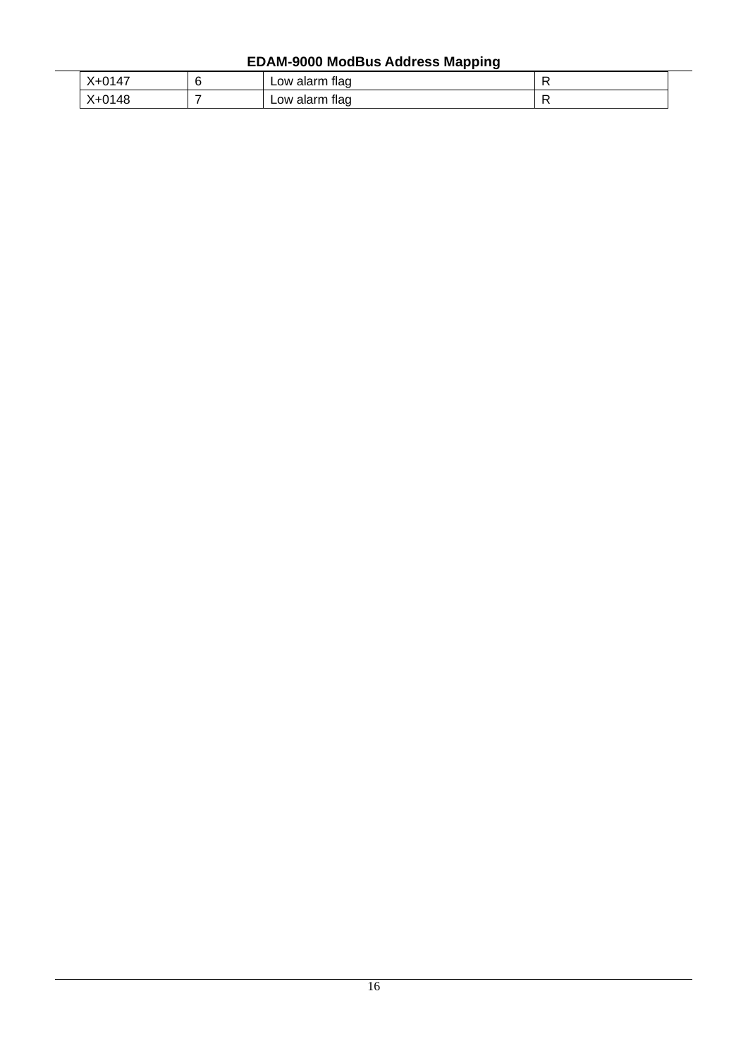| | | | |
|---|---|---|---|
| X+0147 | 6 | Low alarm flag | R |
| X+0148 | 7 | Low alarm flag | R |